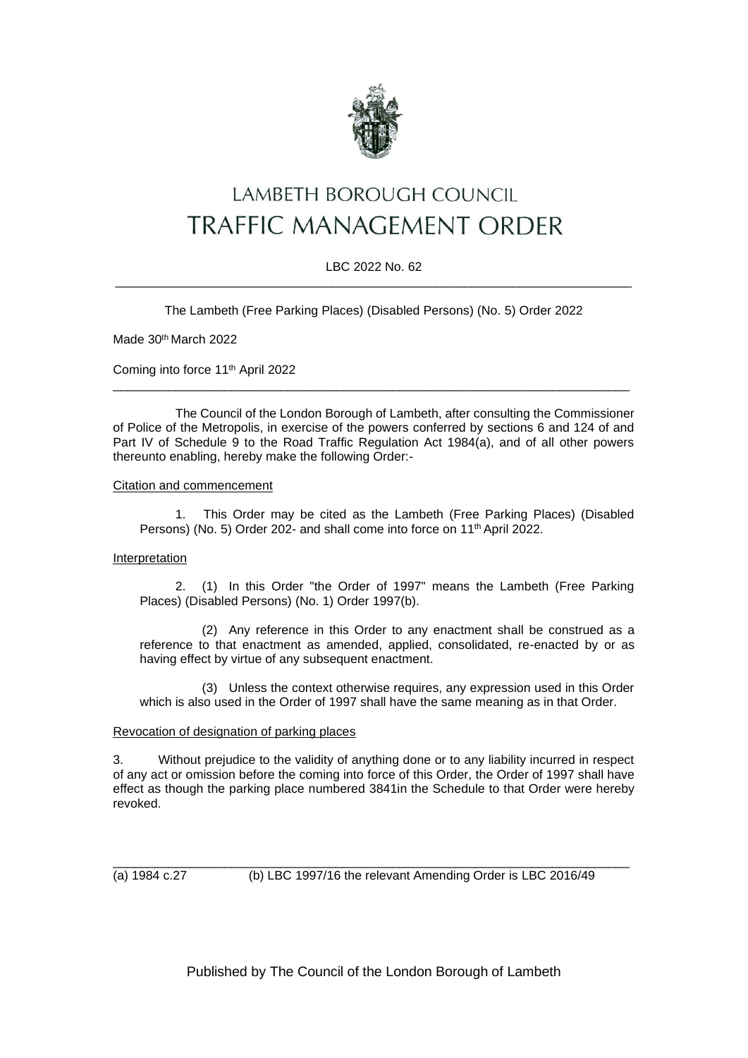# LAMBETH BOROUGH COUNCIL
# TRAFFIC MANAGEMENT ORDER

LBC 2022 No. 62

---

The Lambeth (Free Parking Places) (Disabled Persons) (No. 5) Order 2022

Made 30th March 2022

Coming into force 11th April 2022

---

The Council of the London Borough of Lambeth, after consulting the Commissioner of Police of the Metropolis, in exercise of the powers conferred by sections 6 and 124 of and Part IV of Schedule 9 to the Road Traffic Regulation Act 1984(a), and of all other powers thereunto enabling, hereby make the following Order:-

Citation and commencement

1. This Order may be cited as the Lambeth (Free Parking Places) (Disabled Persons) (No. 5) Order 202- and shall come into force on 11th April 2022.

Interpretation

2. (1) In this Order "the Order of 1997" means the Lambeth (Free Parking Places) (Disabled Persons) (No. 1) Order 1997(b).

(2) Any reference in this Order to any enactment shall be construed as a reference to that enactment as amended, applied, consolidated, re-enacted by or as having effect by virtue of any subsequent enactment.

(3) Unless the context otherwise requires, any expression used in this Order which is also used in the Order of 1997 shall have the same meaning as in that Order.

Revocation of designation of parking places

3. Without prejudice to the validity of anything done or to any liability incurred in respect of any act or omission before the coming into force of this Order, the Order of 1997 shall have effect as though the parking place numbered 3841in the Schedule to that Order were hereby revoked.

---

(a) 1984 c.27 (b) LBC 1997/16 the relevant Amending Order is LBC 2016/49

Published by The Council of the London Borough of Lambeth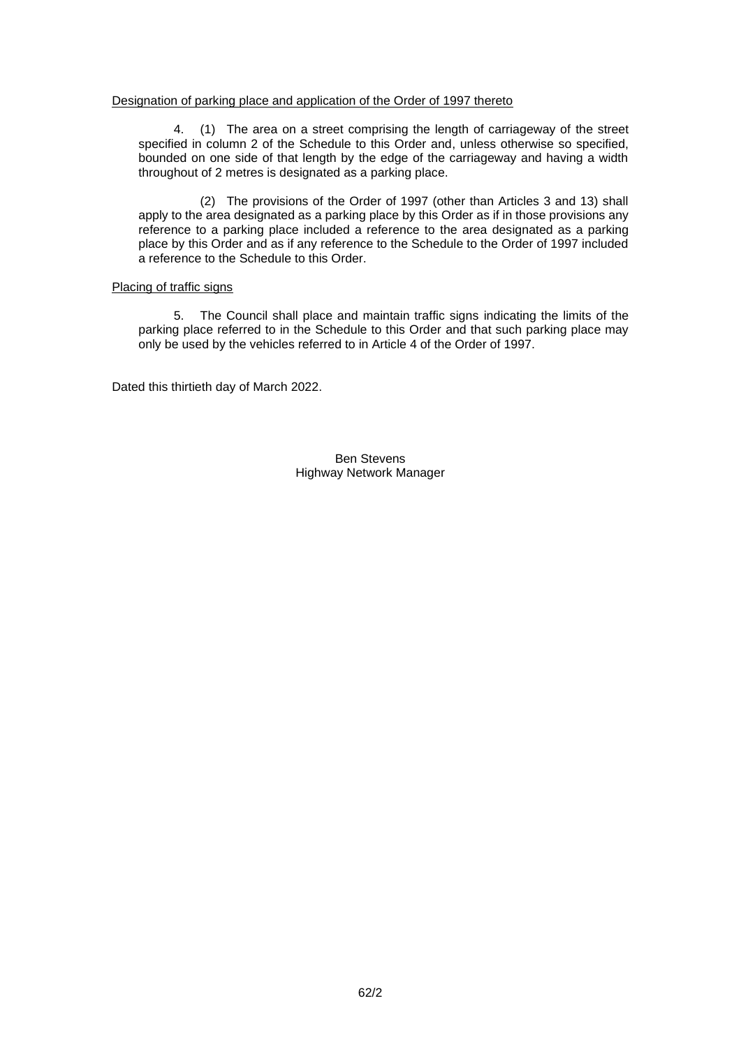Designation of parking place and application of the Order of 1997 thereto

4. (1) The area on a street comprising the length of carriageway of the street specified in column 2 of the Schedule to this Order and, unless otherwise so specified, bounded on one side of that length by the edge of the carriageway and having a width throughout of 2 metres is designated as a parking place.

(2) The provisions of the Order of 1997 (other than Articles 3 and 13) shall apply to the area designated as a parking place by this Order as if in those provisions any reference to a parking place included a reference to the area designated as a parking place by this Order and as if any reference to the Schedule to the Order of 1997 included a reference to the Schedule to this Order.

Placing of traffic signs

5. The Council shall place and maintain traffic signs indicating the limits of the parking place referred to in the Schedule to this Order and that such parking place may only be used by the vehicles referred to in Article 4 of the Order of 1997.

Dated this thirtieth day of March 2022.

Ben Stevens
Highway Network Manager

62/2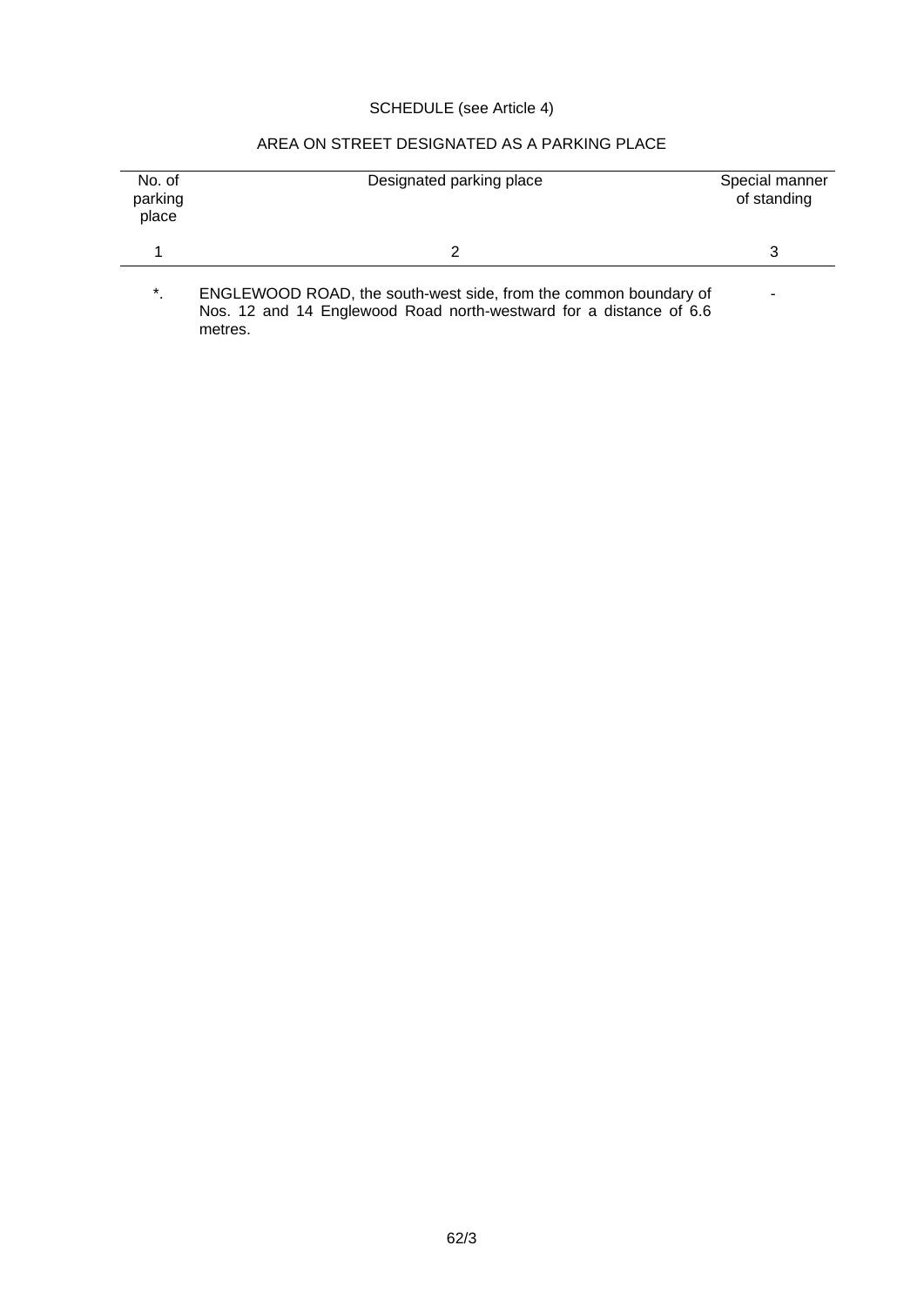SCHEDULE (see Article 4)

AREA ON STREET DESIGNATED AS A PARKING PLACE

| No. of parking place | Designated parking place | Special manner of standing |
|---|---|---|
| 1 | 2 | 3 |
| *. | ENGLEWOOD ROAD, the south-west side, from the common boundary of Nos. 12 and 14 Englewood Road north-westward for a distance of 6.6 metres. | - |